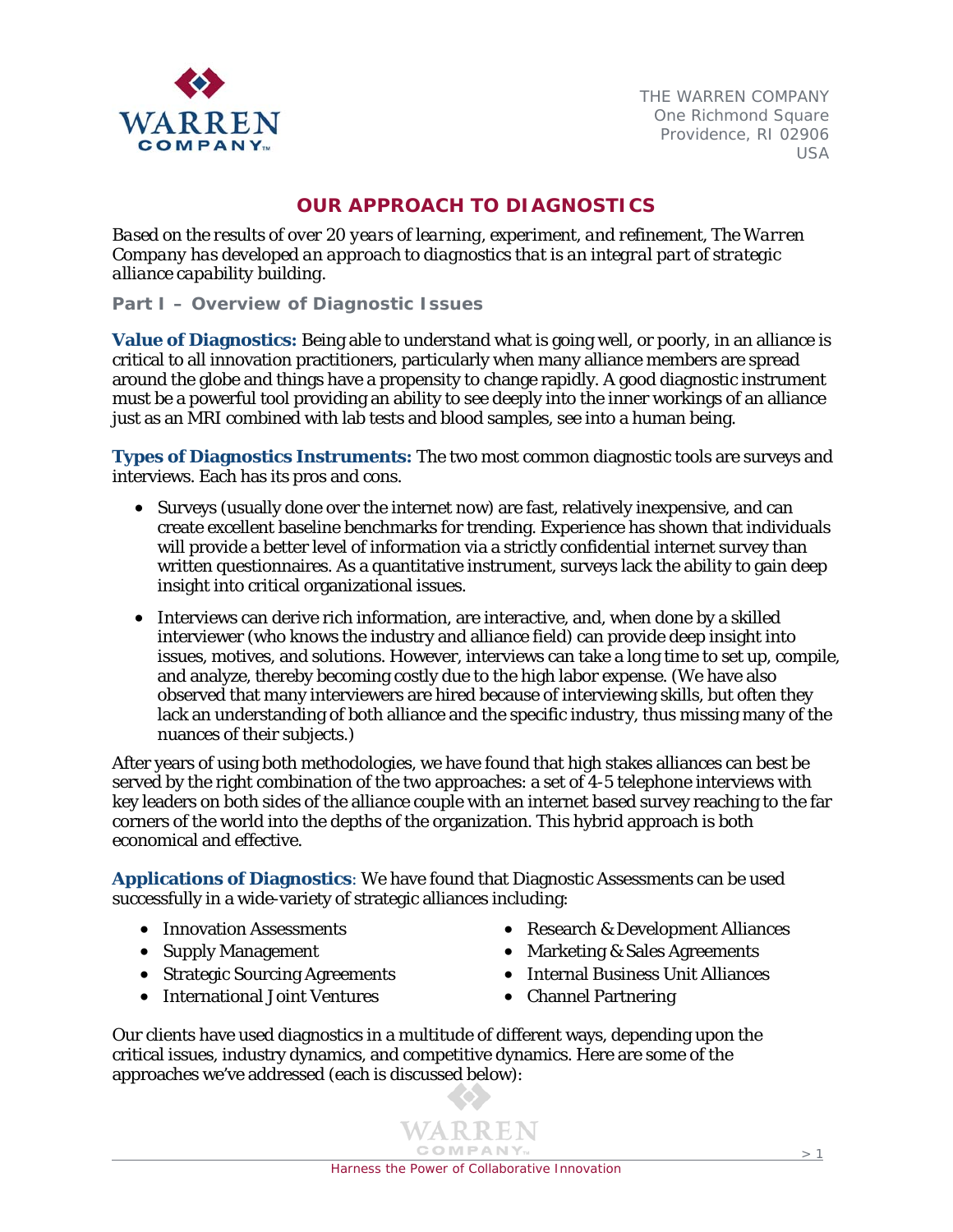THE WARREN COMPANY
One Richmond Square
Providence, RI 02906
USA

# OUR APPROACH TO DIAGNOSTICS

*Based on the results of over 20 years of learning, experiment, and refinement, The Warren Company has developed an approach to diagnostics that is an integral part of strategic alliance capability building.*

## Part I – Overview of Diagnostic Issues

**Value of Diagnostics:** Being able to understand what is going well, or poorly, in an alliance is critical to all innovation practitioners, particularly when many alliance members are spread around the globe and things have a propensity to change rapidly. A good diagnostic instrument must be a powerful tool providing an ability to see deeply into the inner workings of an alliance just as an MRI combined with lab tests and blood samples, see into a human being.

**Types of Diagnostics Instruments:** The two most common diagnostic tools are surveys and interviews. Each has its pros and cons.

- Surveys (usually done over the internet now) are fast, relatively inexpensive, and can create excellent baseline benchmarks for trending. Experience has shown that individuals will provide a better level of information via a strictly confidential internet survey than written questionnaires. As a quantitative instrument, surveys lack the ability to gain deep insight into critical organizational issues.
- Interviews can derive rich information, are interactive, and, when done by a skilled interviewer (who knows the industry and alliance field) can provide deep insight into issues, motives, and solutions. However, interviews can take a long time to set up, compile, and analyze, thereby becoming costly due to the high labor expense. (We have also observed that many interviewers are hired because of interviewing skills, but often they lack an understanding of both alliance and the specific industry, thus missing many of the nuances of their subjects.)

After years of using both methodologies, we have found that high stakes alliances can best be served by the right combination of the two approaches: a set of 4-5 telephone interviews with key leaders on both sides of the alliance couple with an internet based survey reaching to the far corners of the world into the depths of the organization. This hybrid approach is both economical and effective.

**Applications of Diagnostics**: We have found that Diagnostic Assessments can be used successfully in a wide-variety of strategic alliances including:

- Innovation Assessments
- Supply Management
- Strategic Sourcing Agreements
- International Joint Ventures
- Research & Development Alliances
- Marketing & Sales Agreements
- Internal Business Unit Alliances
- Channel Partnering

Our clients have used diagnostics in a multitude of different ways, depending upon the critical issues, industry dynamics, and competitive dynamics. Here are some of the approaches we've addressed (each is discussed below):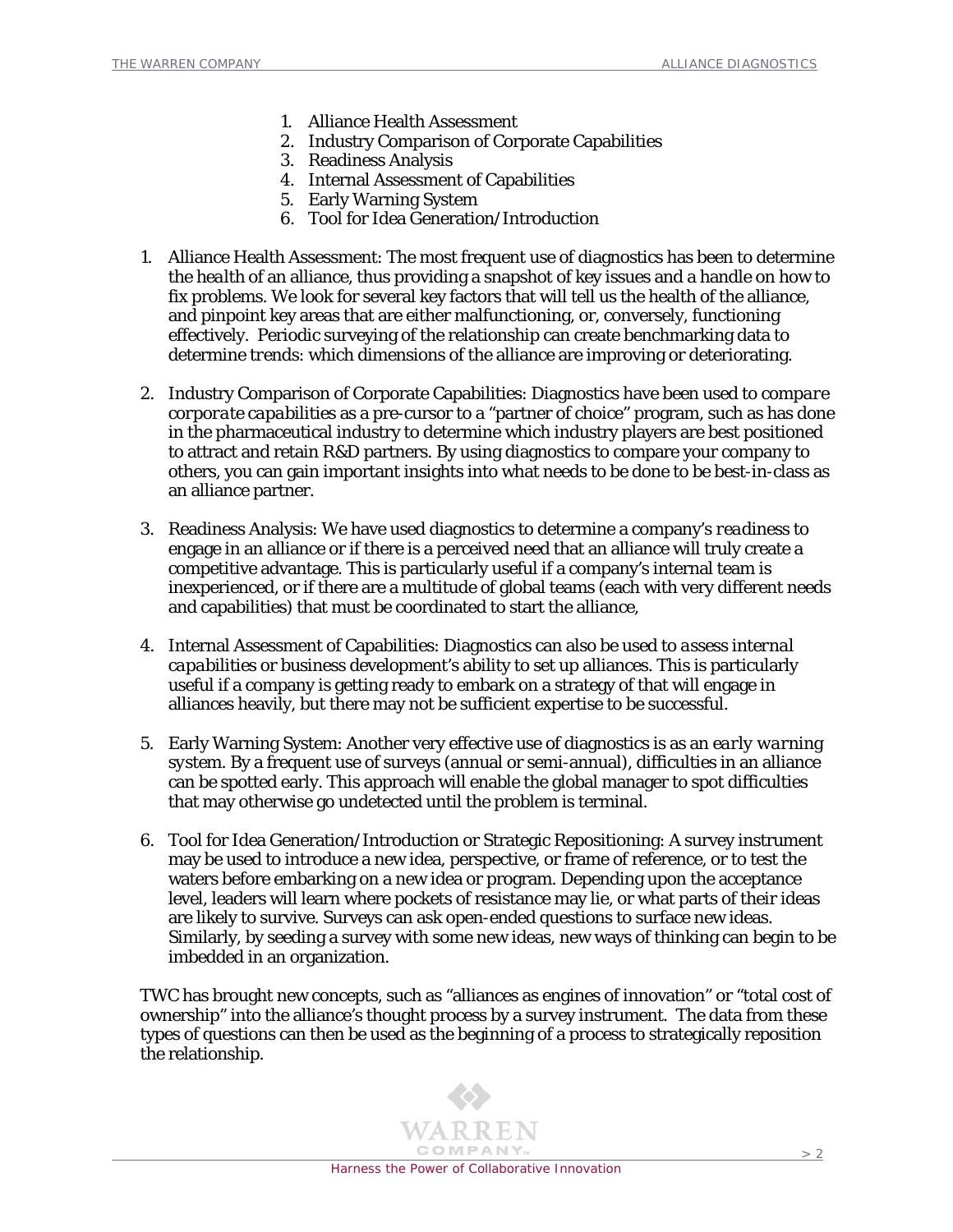1. Alliance Health Assessment
2. Industry Comparison of Corporate Capabilities
3. Readiness Analysis
4. Internal Assessment of Capabilities
5. Early Warning System
6. Tool for Idea Generation/Introduction

1. Alliance Health Assessment: The most frequent use of diagnostics has been to determine *the health of an alliance*, thus providing a snapshot of key issues and a handle on how to fix problems. We look for several key factors that will tell us the health of the alliance, and pinpoint key areas that are either malfunctioning, or, conversely, functioning effectively. Periodic surveying of the relationship can create benchmarking data to determine *trends*: which dimensions of the alliance are improving or deteriorating.

2. Industry Comparison of Corporate Capabilities: Diagnostics have been used to *compare corporate capabilities* as a pre-cursor to a "partner of choice" program, such as has done in the pharmaceutical industry to determine which industry players are best positioned to attract and retain R&D partners. By using diagnostics to compare your company to others, you can gain important insights into what needs to be done to be best-in-class as an alliance partner.

3. Readiness Analysis: We have used diagnostics to determine a company's *readiness* to engage in an alliance or if there is a perceived need that an alliance will truly create a competitive advantage. This is particularly useful if a company's internal team is inexperienced, or if there are a multitude of global teams (each with very different needs and capabilities) that must be coordinated to start the alliance,

4. Internal Assessment of Capabilities: Diagnostics can also be used to *assess internal capabilities* or business development's ability to set up alliances. This is particularly useful if a company is getting ready to embark on a strategy of that will engage in alliances heavily, but there may not be sufficient expertise to be successful.

5. Early Warning System: Another very effective use of diagnostics is as an *early warning* system. By a frequent use of surveys (annual or semi-annual), difficulties in an alliance can be spotted early. This approach will enable the global manager to spot difficulties that may otherwise go undetected until the problem is terminal.

6. Tool for Idea Generation/Introduction or Strategic Repositioning: A survey instrument may be used to introduce a new idea, perspective, or frame of reference, or to test the waters before embarking on a new idea or program. Depending upon the acceptance level, leaders will learn where pockets of resistance may lie, or what parts of their ideas are likely to survive. Surveys can ask open-ended questions to surface new ideas. Similarly, by seeding a survey with some new ideas, new ways of thinking can begin to be imbedded in an organization.

TWC has brought new concepts, such as "alliances as engines of innovation" or "total cost of ownership" into the alliance's thought process by a survey instrument. The data from these types of questions can then be used as the beginning of a process to strategically reposition the relationship.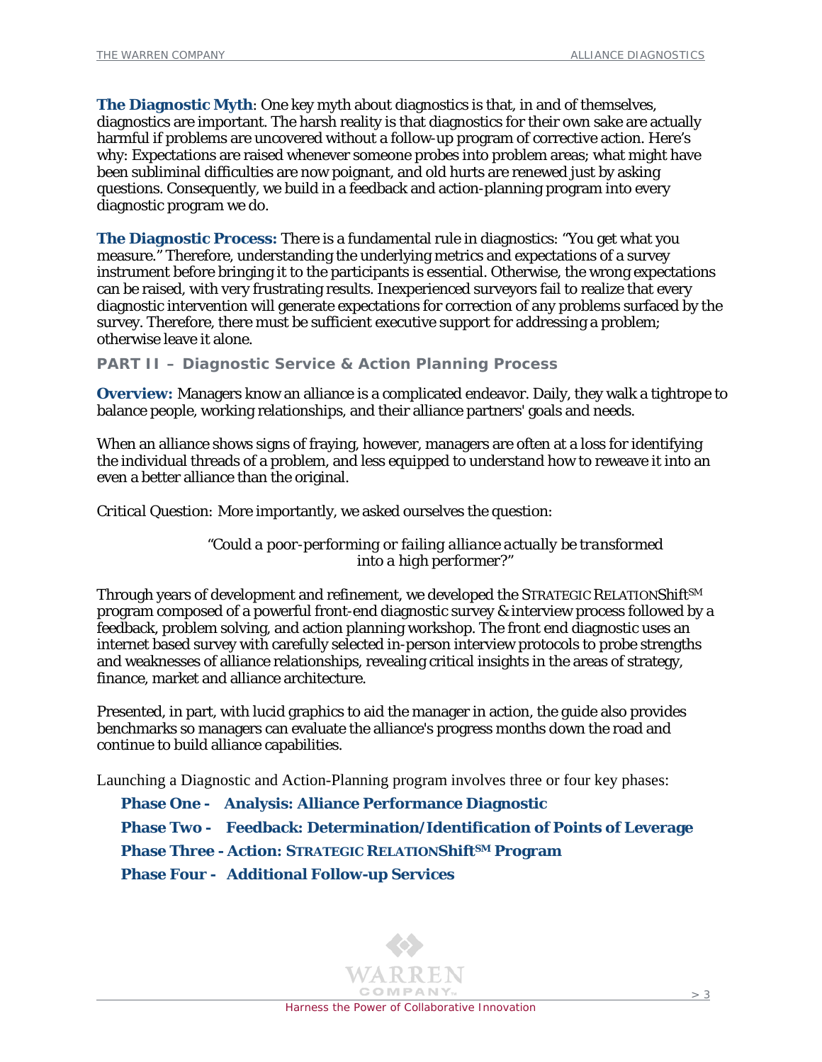**The Diagnostic Myth**: One key myth about diagnostics is that, in and of themselves, diagnostics are important. The harsh reality is that diagnostics for their own sake are actually harmful if problems are uncovered without a follow-up program of corrective action. Here's why: Expectations are raised whenever someone probes into problem areas; what might have been subliminal difficulties are now poignant, and old hurts are renewed just by asking questions. Consequently, we build in a feedback and action-planning program into every diagnostic program we do.

**The Diagnostic Process:** There is a fundamental rule in diagnostics: "You get what you measure." Therefore, understanding the underlying metrics and expectations of a survey instrument before bringing it to the participants is essential. Otherwise, the wrong expectations can be raised, with very frustrating results. Inexperienced surveyors fail to realize that every diagnostic intervention will generate expectations for correction of any problems surfaced by the survey. Therefore, there must be sufficient executive support for addressing a problem; otherwise leave it alone.

## PART II – Diagnostic Service & Action Planning Process

**Overview:** Managers know an alliance is a complicated endeavor. Daily, they walk a tightrope to balance people, working relationships, and their alliance partners' goals and needs.

When an alliance shows signs of fraying, however, managers are often at a loss for identifying the individual threads of a problem, and less equipped to understand how to reweave it into an even a better alliance than the original.

*Critical Question:* More importantly, we asked ourselves the question:

> *"Could a poor-performing or failing alliance actually be transformed into a high performer?"*

Through years of development and refinement, we developed the STRATEGIC RELATIONShift℠ program composed of a powerful front-end diagnostic survey & interview process followed by a feedback, problem solving, and action planning workshop. The front end diagnostic uses an internet based survey with carefully selected in-person interview protocols to probe strengths and weaknesses of alliance relationships, revealing critical insights in the areas of strategy, finance, market and alliance architecture.

Presented, in part, with lucid graphics to aid the manager in action, the guide also provides benchmarks so managers can evaluate the alliance's progress months down the road and continue to build alliance capabilities.

Launching a Diagnostic and Action-Planning program involves three or four key phases:

- **Phase One - Analysis: Alliance Performance Diagnostic**
- **Phase Two - Feedback: Determination/Identification of Points of Leverage**
- **Phase Three - Action: STRATEGIC RELATIONShift℠ Program**
- **Phase Four - Additional Follow-up Services**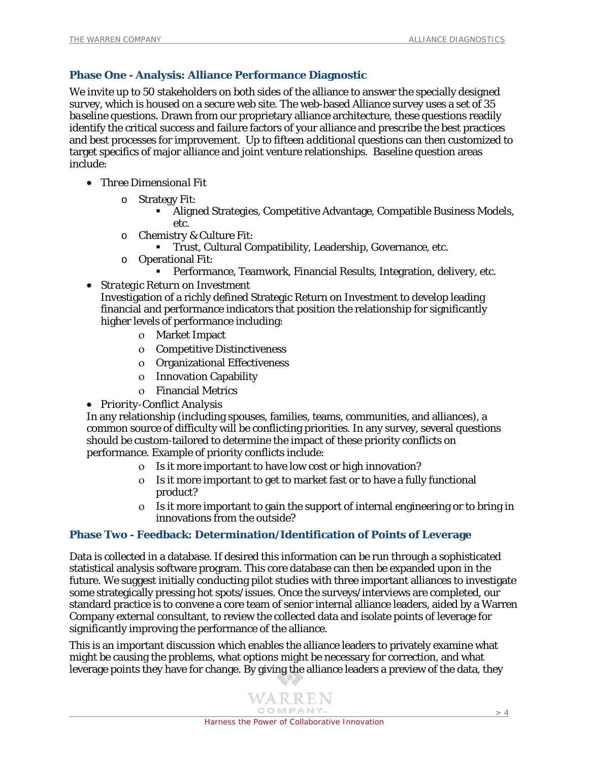### Phase One - Analysis: Alliance Performance Diagnostic

We invite up to 50 stakeholders on both sides of the alliance to answer the specially designed survey, which is housed on a secure web site. The web-based Alliance survey uses a set of 35 *baseline* questions. Drawn from our proprietary alliance architecture, these questions readily identify the critical success and failure factors of your alliance and prescribe the best practices and best processes for improvement. Up to fifteen *additional* questions can then customized to target specifics of major alliance and joint venture relationships. Baseline question areas include:

- *Three Dimensional Fit*
    - Strategy Fit:
        - Aligned Strategies, Competitive Advantage, Compatible Business Models, etc.
    - Chemistry & Culture Fit:
        - Trust, Cultural Compatibility, Leadership, Governance, etc.
    - Operational Fit:
        - Performance, Teamwork, Financial Results, Integration, delivery, etc.
- *Strategic Return on Investment*
  Investigation of a richly defined Strategic Return on Investment to develop leading financial and performance indicators that position the relationship for significantly higher levels of performance including:
    - Market Impact
    - Competitive Distinctiveness
    - Organizational Effectiveness
    - Innovation Capability
    - Financial Metrics
- *Priority-Conflict Analysis*

In any relationship (including spouses, families, teams, communities, and alliances), a common source of difficulty will be conflicting priorities. In any survey, several questions should be custom-tailored to determine the impact of these priority conflicts on performance. Example of priority conflicts include:

- Is it more important to have low cost or high innovation?
- Is it more important to get to market fast or to have a fully functional product?
- Is it more important to gain the support of internal engineering or to bring in innovations from the outside?

### Phase Two - Feedback: Determination/Identification of Points of Leverage

Data is collected in a database. If desired this information can be run through a sophisticated statistical analysis software program. This core database can then be expanded upon in the future. We suggest initially conducting pilot studies with three important alliances to investigate some strategically pressing hot spots/issues. Once the surveys/interviews are completed, our standard practice is to convene a core team of senior internal alliance leaders, aided by a Warren Company external consultant, to review the collected data and isolate points of leverage for significantly improving the performance of the alliance.

This is an important discussion which enables the alliance leaders to privately examine what might be causing the problems, what options might be necessary for correction, and what leverage points they have for change. By giving the alliance leaders a preview of the data, they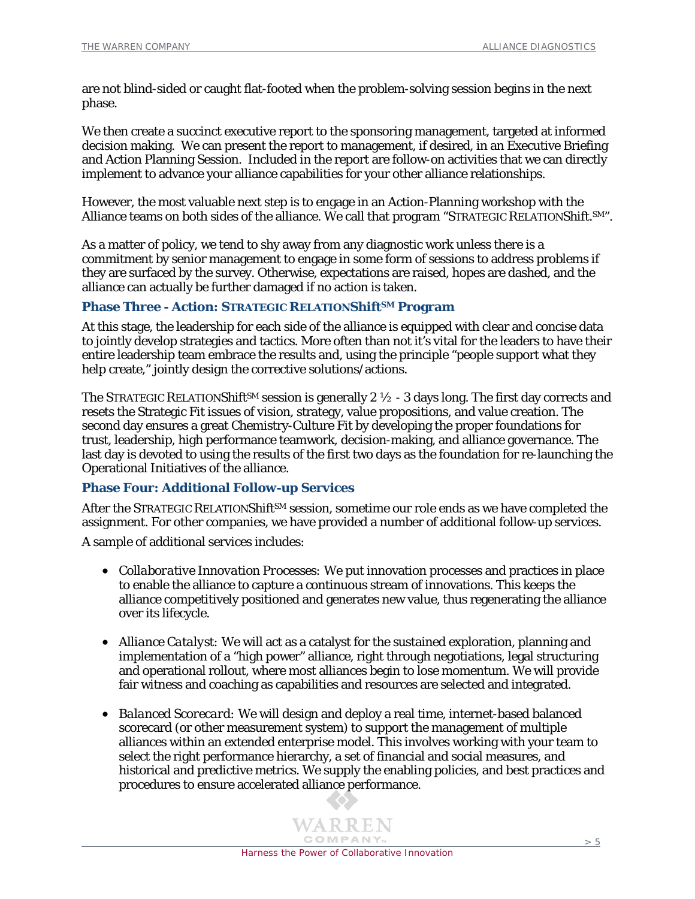are not blind-sided or caught flat-footed when the problem-solving session begins in the next phase.

We then create a succinct executive report to the sponsoring management, targeted at informed decision making. We can present the report to management, if desired, in an Executive Briefing and Action Planning Session. Included in the report are follow-on activities that we can directly implement to advance your alliance capabilities for your other alliance relationships.

However, the most valuable next step is to engage in an Action-Planning workshop with the Alliance teams on both sides of the alliance. We call that program "STRATEGIC RELATIONShift.SM".

As a matter of policy, we tend to shy away from any diagnostic work unless there is a commitment by senior management to engage in some form of sessions to address problems if they are surfaced by the survey. Otherwise, expectations are raised, hopes are dashed, and the alliance can actually be further damaged if no action is taken.

### Phase Three - Action: STRATEGIC RELATIONShiftSM Program

At this stage, the leadership for each side of the alliance is equipped with clear and concise data to jointly develop strategies and tactics. More often than not it's vital for the leaders to have their entire leadership team embrace the results and, using the principle "people support what they help create," jointly design the corrective solutions/actions.

The STRATEGIC RELATIONShiftSM session is generally 2 ½ - 3 days long. The first day corrects and resets the Strategic Fit issues of vision, strategy, value propositions, and value creation. The second day ensures a great Chemistry-Culture Fit by developing the proper foundations for trust, leadership, high performance teamwork, decision-making, and alliance governance. The last day is devoted to using the results of the first two days as the foundation for re-launching the Operational Initiatives of the alliance.

### Phase Four: Additional Follow-up Services

After the STRATEGIC RELATIONShiftSM session, sometime our role ends as we have completed the assignment. For other companies, we have provided a number of additional follow-up services.

A sample of additional services includes:

- *Collaborative Innovation Processes:* We put innovation processes and practices in place to enable the alliance to capture a continuous stream of innovations. This keeps the alliance competitively positioned and generates new value, thus regenerating the alliance over its lifecycle.

- *Alliance Catalyst:* We will act as a catalyst for the sustained exploration, planning and implementation of a "high power" alliance, right through negotiations, legal structuring and operational rollout, where most alliances begin to lose momentum. We will provide fair witness and coaching as capabilities and resources are selected and integrated.

- *Balanced Scorecard:* We will design and deploy a real time, internet-based balanced scorecard (or other measurement system) to support the management of multiple alliances within an extended enterprise model. This involves working with your team to select the right performance hierarchy, a set of financial and social measures, and historical and predictive metrics. We supply the enabling policies, and best practices and procedures to ensure accelerated alliance performance.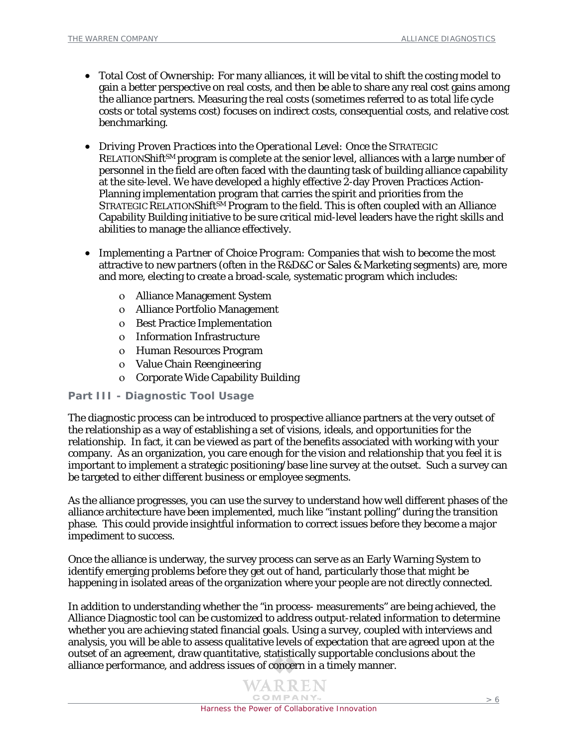- *Total Cost of Ownership*: For many alliances, it will be vital to shift the costing model to gain a better perspective on real costs, and then be able to share any real cost gains among the alliance partners. Measuring the real costs (sometimes referred to as total life cycle costs or total systems cost) focuses on indirect costs, consequential costs, and relative cost benchmarking.

- *Driving Proven Practices into the Operational Level*: Once the STRATEGIC RELATIONShift[SM] program is complete at the senior level, alliances with a large number of personnel in the field are often faced with the daunting task of building alliance capability at the site-level. We have developed a highly effective 2-day Proven Practices Action-Planning implementation program that carries the spirit and priorities from the STRATEGIC RELATIONShift[SM] Program to the field. This is often coupled with an Alliance Capability Building initiative to be sure critical mid-level leaders have the right skills and abilities to manage the alliance effectively.

- *Implementing a Partner of Choice Program*: Companies that wish to become the most attractive to new partners (often in the R&D&C or Sales & Marketing segments) are, more and more, electing to create a broad-scale, systematic program which includes:
  - Alliance Management System
  - Alliance Portfolio Management
  - Best Practice Implementation
  - Information Infrastructure
  - Human Resources Program
  - Value Chain Reengineering
  - Corporate Wide Capability Building

## Part III - Diagnostic Tool Usage

The diagnostic process can be introduced to prospective alliance partners at the very outset of the relationship as a way of establishing a set of visions, ideals, and opportunities for the relationship. In fact, it can be viewed as part of the benefits associated with working with your company. As an organization, you care enough for the vision and relationship that you feel it is important to implement a strategic positioning/base line survey at the outset. Such a survey can be targeted to either different business or employee segments.

As the alliance progresses, you can use the survey to understand how well different phases of the alliance architecture have been implemented, much like "instant polling" during the transition phase. This could provide insightful information to correct issues before they become a major impediment to success.

Once the alliance is underway, the survey process can serve as an Early Warning System to identify emerging problems before they get out of hand, particularly those that might be happening in isolated areas of the organization where your people are not directly connected.

In addition to understanding whether the "in process- measurements" are being achieved, the Alliance Diagnostic tool can be customized to address output-related information to determine whether you are achieving stated financial goals. Using a survey, coupled with interviews and analysis, you will be able to assess qualitative levels of expectation that are agreed upon at the outset of an agreement, draw quantitative, statistically supportable conclusions about the alliance performance, and address issues of concern in a timely manner.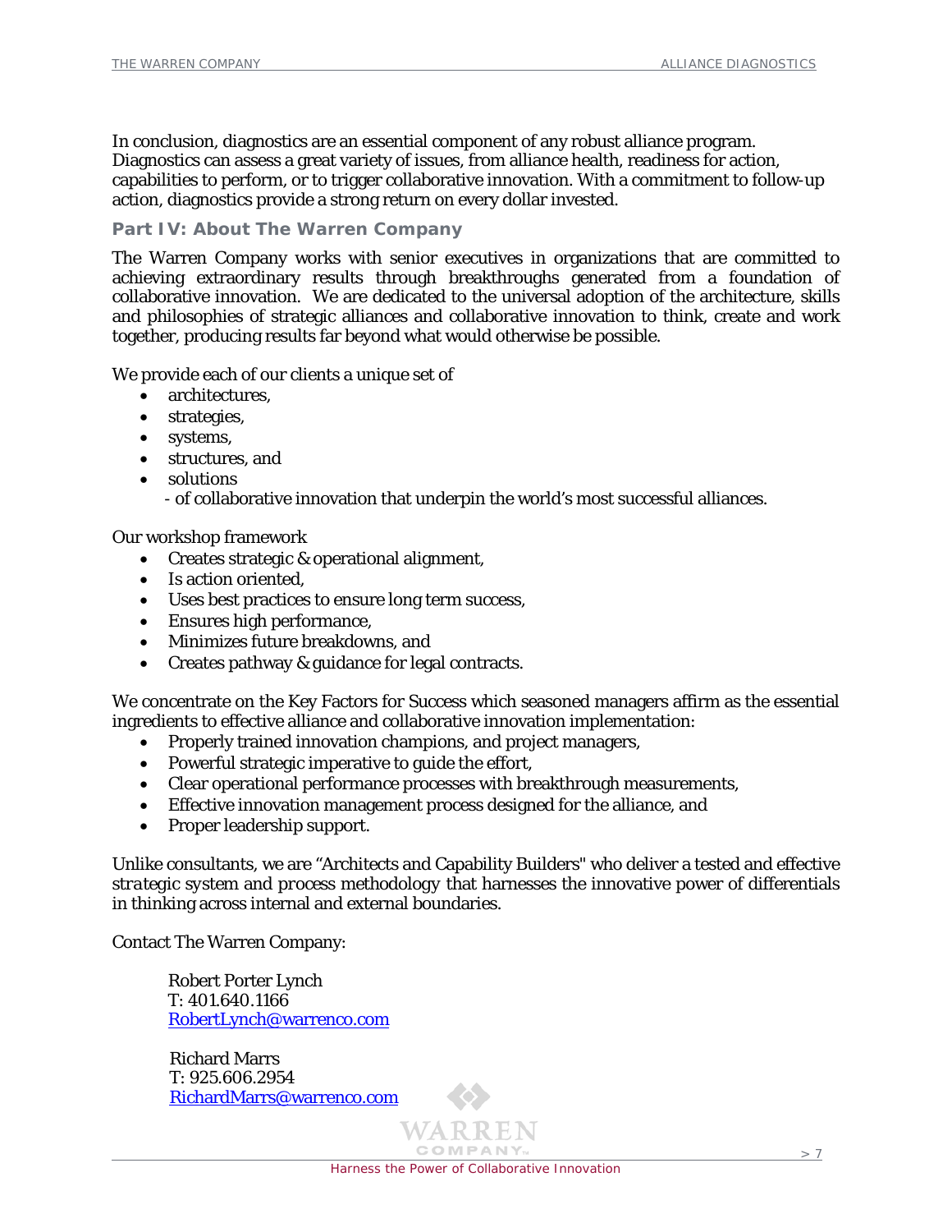In conclusion, diagnostics are an essential component of any robust alliance program. Diagnostics can assess a great variety of issues, from alliance health, readiness for action, capabilities to perform, or to trigger collaborative innovation. With a commitment to follow-up action, diagnostics provide a strong return on every dollar invested.

### Part IV: About The Warren Company

The Warren Company works with senior executives in organizations that are committed to achieving extraordinary results through breakthroughs generated from a foundation of collaborative innovation. We are dedicated to the universal adoption of the architecture, skills and philosophies of strategic alliances and collaborative innovation to think, create and work together, producing results far beyond what would otherwise be possible.

We provide each of our clients a unique set of

- architectures,
- strategies,
- systems,
- structures, and
- solutions

  - of collaborative innovation that underpin the world's most successful alliances.

Our workshop framework

- Creates strategic & operational alignment,
- Is action oriented,
- Uses best practices to ensure long term success,
- Ensures high performance,
- Minimizes future breakdowns, and
- Creates pathway & guidance for legal contracts.

We concentrate on the Key Factors for Success which seasoned managers affirm as the essential ingredients to effective alliance and collaborative innovation implementation:

- Properly trained innovation champions, and project managers,
- Powerful strategic imperative to guide the effort,
- Clear operational performance processes with breakthrough measurements,
- Effective innovation management process designed for the alliance, and
- Proper leadership support.

Unlike consultants, we are "Architects and Capability Builders" who deliver a tested and effective *strategic system* and *process methodology* that harnesses the innovative power of differentials in thinking across internal and external boundaries.

Contact The Warren Company:

Robert Porter Lynch
T: 401.640.1166
RobertLynch@warrenco.com

Richard Marrs
T: 925.606.2954
RichardMarrs@warrenco.com